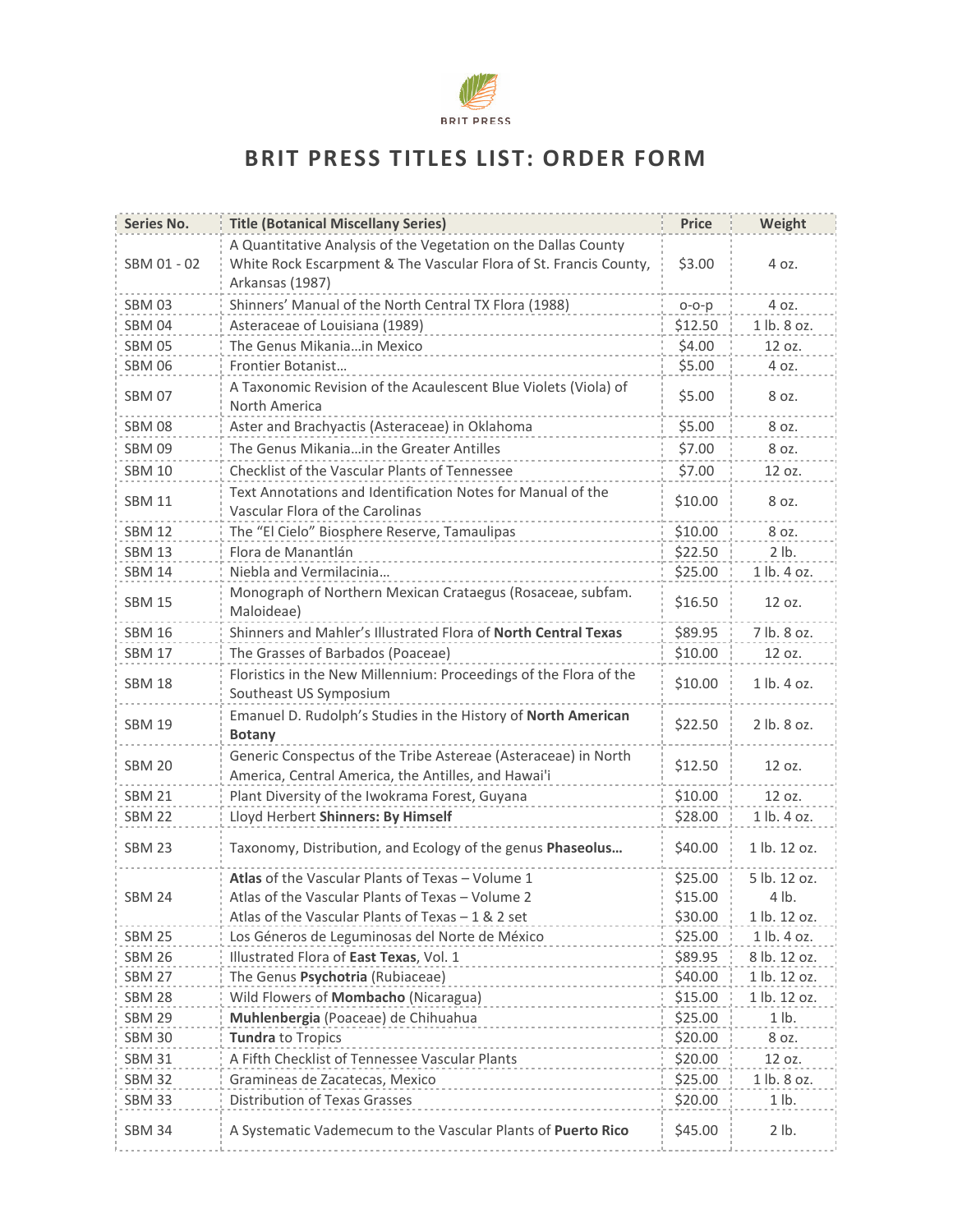BRIT PRESS

# BRIT PRESS TITLES LIST: ORDER FORM

| Series No. | Title (Botanical Miscellany Series) | Price | Weight |
|---|---|---|---|
| SBM 01 - 02 | A Quantitative Analysis of the Vegetation on the Dallas County White Rock Escarpment & The Vascular Flora of St. Francis County, Arkansas (1987) | $3.00 | 4 oz. |
| SBM 03 | Shinners' Manual of the North Central TX Flora (1988) | o-o-p | 4 oz. |
| SBM 04 | Asteraceae of Louisiana (1989) | $12.50 | 1 lb. 8 oz. |
| SBM 05 | The Genus Mikania…in Mexico | $4.00 | 12 oz. |
| SBM 06 | Frontier Botanist… | $5.00 | 4 oz. |
| SBM 07 | A Taxonomic Revision of the Acaulescent Blue Violets (Viola) of North America | $5.00 | 8 oz. |
| SBM 08 | Aster and Brachyactis (Asteraceae) in Oklahoma | $5.00 | 8 oz. |
| SBM 09 | The Genus Mikania…in the Greater Antilles | $7.00 | 8 oz. |
| SBM 10 | Checklist of the Vascular Plants of Tennessee | $7.00 | 12 oz. |
| SBM 11 | Text Annotations and Identification Notes for Manual of the Vascular Flora of the Carolinas | $10.00 | 8 oz. |
| SBM 12 | The "El Cielo" Biosphere Reserve, Tamaulipas | $10.00 | 8 oz. |
| SBM 13 | Flora de Manantlán | $22.50 | 2 lb. |
| SBM 14 | Niebla and Vermilacinia… | $25.00 | 1 lb. 4 oz. |
| SBM 15 | Monograph of Northern Mexican Crataegus (Rosaceae, subfam. Maloideae) | $16.50 | 12 oz. |
| SBM 16 | Shinners and Mahler's Illustrated Flora of **North Central Texas** | $89.95 | 7 lb. 8 oz. |
| SBM 17 | The Grasses of Barbados (Poaceae) | $10.00 | 12 oz. |
| SBM 18 | Floristics in the New Millennium: Proceedings of the Flora of the Southeast US Symposium | $10.00 | 1 lb. 4 oz. |
| SBM 19 | Emanuel D. Rudolph's Studies in the History of **North American Botany** | $22.50 | 2 lb. 8 oz. |
| SBM 20 | Generic Conspectus of the Tribe Astereae (Asteraceae) in North America, Central America, the Antilles, and Hawai'i | $12.50 | 12 oz. |
| SBM 21 | Plant Diversity of the Iwokrama Forest, Guyana | $10.00 | 12 oz. |
| SBM 22 | Lloyd Herbert **Shinners: By Himself** | $28.00 | 1 lb. 4 oz. |
| SBM 23 | Taxonomy, Distribution, and Ecology of the genus **Phaseolus…** | $40.00 | 1 lb. 12 oz. |
| SBM 24 | **Atlas** of the Vascular Plants of Texas – Volume 1 | $25.00 | 5 lb. 12 oz. |
| | Atlas of the Vascular Plants of Texas – Volume 2 | $15.00 | 4 lb. |
| | Atlas of the Vascular Plants of Texas – 1 & 2 set | $30.00 | 1 lb. 12 oz. |
| SBM 25 | Los Géneros de Leguminosas del Norte de México | $25.00 | 1 lb. 4 oz. |
| SBM 26 | Illustrated Flora of **East Texas**, Vol. 1 | $89.95 | 8 lb. 12 oz. |
| SBM 27 | The Genus **Psychotria** (Rubiaceae) | $40.00 | 1 lb. 12 oz. |
| SBM 28 | Wild Flowers of **Mombacho** (Nicaragua) | $15.00 | 1 lb. 12 oz. |
| SBM 29 | **Muhlenbergia** (Poaceae) de Chihuahua | $25.00 | 1 lb. |
| SBM 30 | **Tundra** to Tropics | $20.00 | 8 oz. |
| SBM 31 | A Fifth Checklist of Tennessee Vascular Plants | $20.00 | 12 oz. |
| SBM 32 | Gramineas de Zacatecas, Mexico | $25.00 | 1 lb. 8 oz. |
| SBM 33 | Distribution of Texas Grasses | $20.00 | 1 lb. |
| SBM 34 | A Systematic Vademecum to the Vascular Plants of **Puerto Rico** | $45.00 | 2 lb. |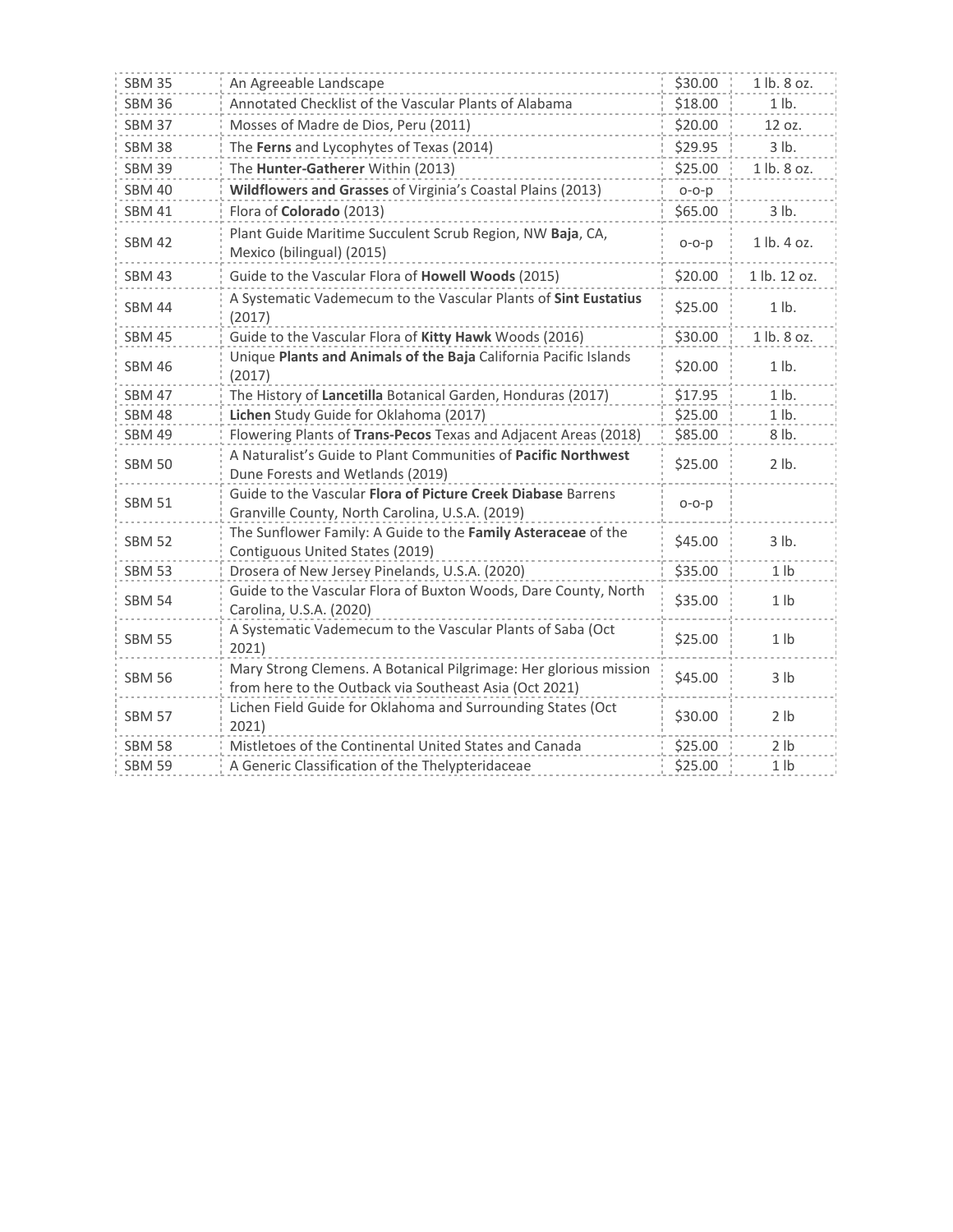| SBM 35 | An Agreeable Landscape | $30.00 | 1 lb. 8 oz. |
|---|---|---|---|
| SBM 36 | Annotated Checklist of the Vascular Plants of Alabama | $18.00 | 1 lb. |
| SBM 37 | Mosses of Madre de Dios, Peru (2011) | $20.00 | 12 oz. |
| SBM 38 | The **Ferns** and Lycophytes of Texas (2014) | $29.95 | 3 lb. |
| SBM 39 | The **Hunter-Gatherer** Within (2013) | $25.00 | 1 lb. 8 oz. |
| SBM 40 | **Wildflowers and Grasses** of Virginia's Coastal Plains (2013) | o-o-p | |
| SBM 41 | Flora of **Colorado** (2013) | $65.00 | 3 lb. |
| SBM 42 | Plant Guide Maritime Succulent Scrub Region, NW **Baja**, CA, Mexico (bilingual) (2015) | o-o-p | 1 lb. 4 oz. |
| SBM 43 | Guide to the Vascular Flora of **Howell Woods** (2015) | $20.00 | 1 lb. 12 oz. |
| SBM 44 | A Systematic Vademecum to the Vascular Plants of **Sint Eustatius** (2017) | $25.00 | 1 lb. |
| SBM 45 | Guide to the Vascular Flora of **Kitty Hawk** Woods (2016) | $30.00 | 1 lb. 8 oz. |
| SBM 46 | Unique **Plants and Animals of the Baja** California Pacific Islands (2017) | $20.00 | 1 lb. |
| SBM 47 | The History of **Lancetilla** Botanical Garden, Honduras (2017) | $17.95 | 1 lb. |
| SBM 48 | **Lichen** Study Guide for Oklahoma (2017) | $25.00 | 1 lb. |
| SBM 49 | Flowering Plants of **Trans-Pecos** Texas and Adjacent Areas (2018) | $85.00 | 8 lb. |
| SBM 50 | A Naturalist's Guide to Plant Communities of **Pacific Northwest** Dune Forests and Wetlands (2019) | $25.00 | 2 lb. |
| SBM 51 | Guide to the Vascular **Flora of Picture Creek Diabase** Barrens Granville County, North Carolina, U.S.A. (2019) | o-o-p | |
| SBM 52 | The Sunflower Family: A Guide to the **Family Asteraceae** of the Contiguous United States (2019) | $45.00 | 3 lb. |
| SBM 53 | Drosera of New Jersey Pinelands, U.S.A. (2020) | $35.00 | 1 lb |
| SBM 54 | Guide to the Vascular Flora of Buxton Woods, Dare County, North Carolina, U.S.A. (2020) | $35.00 | 1 lb |
| SBM 55 | A Systematic Vademecum to the Vascular Plants of Saba (Oct 2021) | $25.00 | 1 lb |
| SBM 56 | Mary Strong Clemens. A Botanical Pilgrimage: Her glorious mission from here to the Outback via Southeast Asia (Oct 2021) | $45.00 | 3 lb |
| SBM 57 | Lichen Field Guide for Oklahoma and Surrounding States (Oct 2021) | $30.00 | 2 lb |
| SBM 58 | Mistletoes of the Continental United States and Canada | $25.00 | 2 lb |
| SBM 59 | A Generic Classification of the Thelypteridaceae | $25.00 | 1 lb |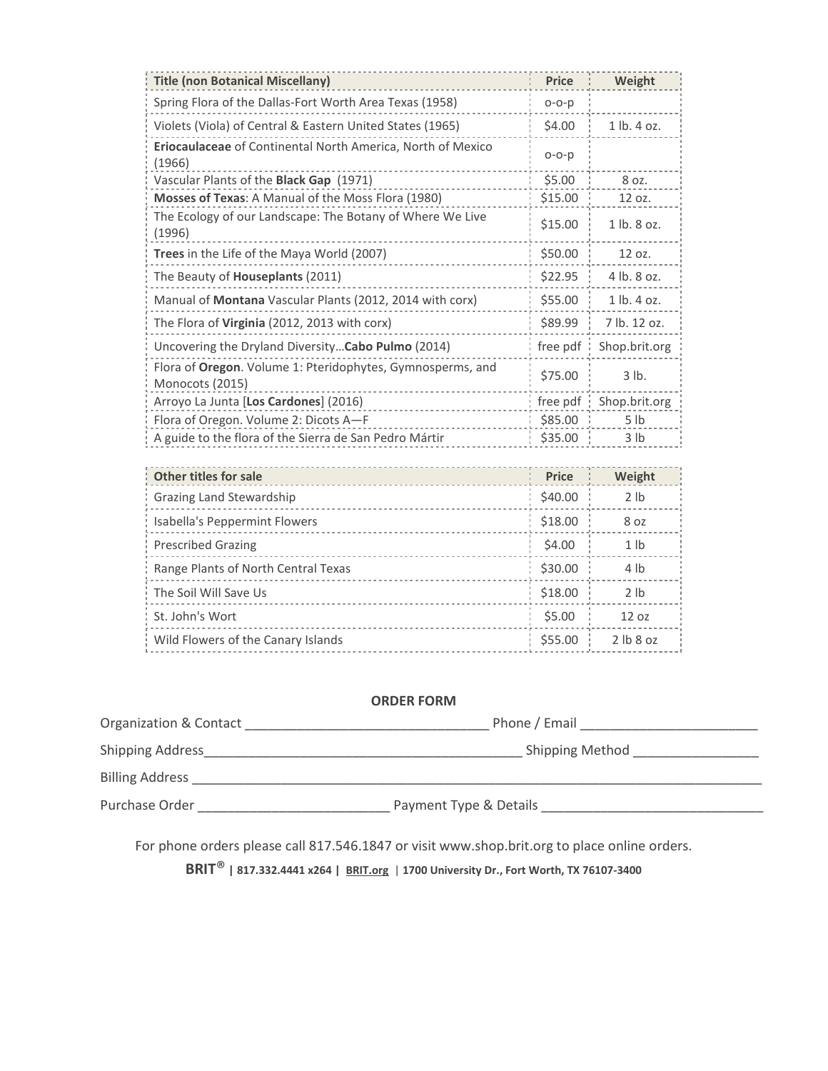| Title (non Botanical Miscellany) | Price | Weight |
|---|---|---|
| Spring Flora of the Dallas-Fort Worth Area Texas (1958) | o-o-p | |
| Violets (Viola) of Central & Eastern United States (1965) | $4.00 | 1 lb. 4 oz. |
| **Eriocaulaceae** of Continental North America, North of Mexico (1966) | o-o-p | |
| Vascular Plants of the **Black Gap** (1971) | $5.00 | 8 oz. |
| **Mosses of Texas**: A Manual of the Moss Flora (1980) | $15.00 | 12 oz. |
| The Ecology of our Landscape: The Botany of Where We Live (1996) | $15.00 | 1 lb. 8 oz. |
| **Trees** in the Life of the Maya World (2007) | $50.00 | 12 oz. |
| The Beauty of **Houseplants** (2011) | $22.95 | 4 lb. 8 oz. |
| Manual of **Montana** Vascular Plants (2012, 2014 with corx) | $55.00 | 1 lb. 4 oz. |
| The Flora of **Virginia** (2012, 2013 with corx) | $89.99 | 7 lb. 12 oz. |
| Uncovering the Dryland Diversity…**Cabo Pulmo** (2014) | free pdf | Shop.brit.org |
| Flora of **Oregon**. Volume 1: Pteridophytes, Gymnosperms, and Monocots (2015) | $75.00 | 3 lb. |
| Arroyo La Junta [**Los Cardones**] (2016) | free pdf | Shop.brit.org |
| Flora of Oregon. Volume 2: Dicots A—F | $85.00 | 5 lb |
| A guide to the flora of the Sierra de San Pedro Mártir | $35.00 | 3 lb |

| Other titles for sale | Price | Weight |
|---|---|---|
| Grazing Land Stewardship | $40.00 | 2 lb |
| Isabella's Peppermint Flowers | $18.00 | 8 oz |
| Prescribed Grazing | $4.00 | 1 lb |
| Range Plants of North Central Texas | $30.00 | 4 lb |
| The Soil Will Save Us | $18.00 | 2 lb |
| St. John's Wort | $5.00 | 12 oz |
| Wild Flowers of the Canary Islands | $55.00 | 2 lb 8 oz |

**ORDER FORM**

Organization & Contact ________________________________ Phone / Email _______________________

Shipping Address__________________________________________ Shipping Method ________________

Billing Address ____________________________________________________________________________

Purchase Order _________________________ Payment Type & Details _____________________________

For phone orders please call 817.546.1847 or visit www.shop.brit.org to place online orders.

**BRIT® | 817.332.4441 x264 | BRIT.org | 1700 University Dr., Fort Worth, TX 76107-3400**